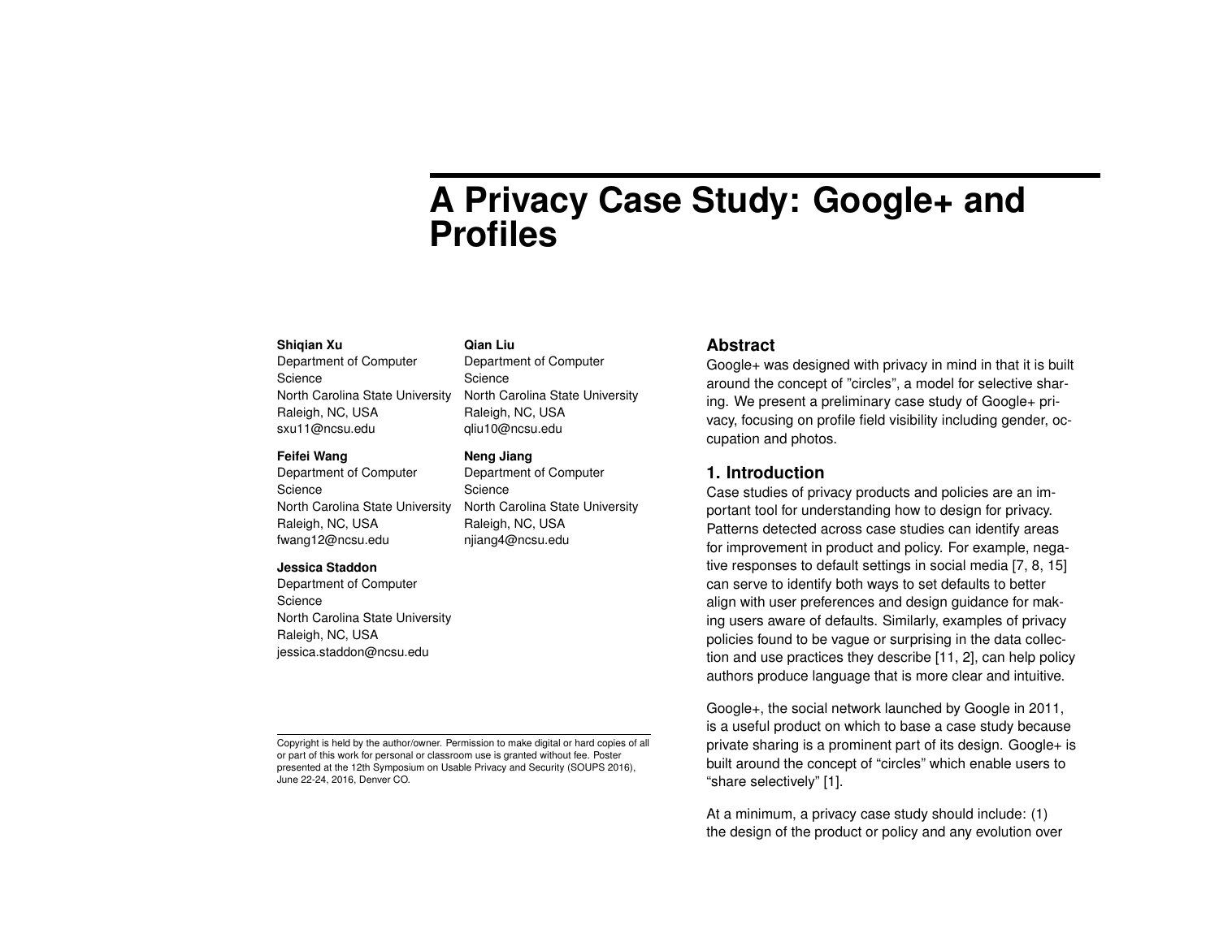# A Privacy Case Study: Google+ and Profiles

**Shiqian Xu**
Department of Computer Science
North Carolina State University
Raleigh, NC, USA
sxu11@ncsu.edu

**Qian Liu**
Department of Computer Science
North Carolina State University
Raleigh, NC, USA
qliu10@ncsu.edu

**Feifei Wang**
Department of Computer Science
North Carolina State University
Raleigh, NC, USA
fwang12@ncsu.edu

**Neng Jiang**
Department of Computer Science
North Carolina State University
Raleigh, NC, USA
njiang4@ncsu.edu

**Jessica Staddon**
Department of Computer Science
North Carolina State University
Raleigh, NC, USA
jessica.staddon@ncsu.edu

Copyright is held by the author/owner. Permission to make digital or hard copies of all or part of this work for personal or classroom use is granted without fee. Poster presented at the 12th Symposium on Usable Privacy and Security (SOUPS 2016), June 22-24, 2016, Denver CO.

## Abstract

Google+ was designed with privacy in mind in that it is built around the concept of "circles", a model for selective sharing. We present a preliminary case study of Google+ privacy, focusing on profile field visibility including gender, occupation and photos.

## 1. Introduction

Case studies of privacy products and policies are an important tool for understanding how to design for privacy. Patterns detected across case studies can identify areas for improvement in product and policy. For example, negative responses to default settings in social media [7, 8, 15] can serve to identify both ways to set defaults to better align with user preferences and design guidance for making users aware of defaults. Similarly, examples of privacy policies found to be vague or surprising in the data collection and use practices they describe [11, 2], can help policy authors produce language that is more clear and intuitive.

Google+, the social network launched by Google in 2011, is a useful product on which to base a case study because private sharing is a prominent part of its design. Google+ is built around the concept of "circles" which enable users to "share selectively" [1].

At a minimum, a privacy case study should include: (1) the design of the product or policy and any evolution over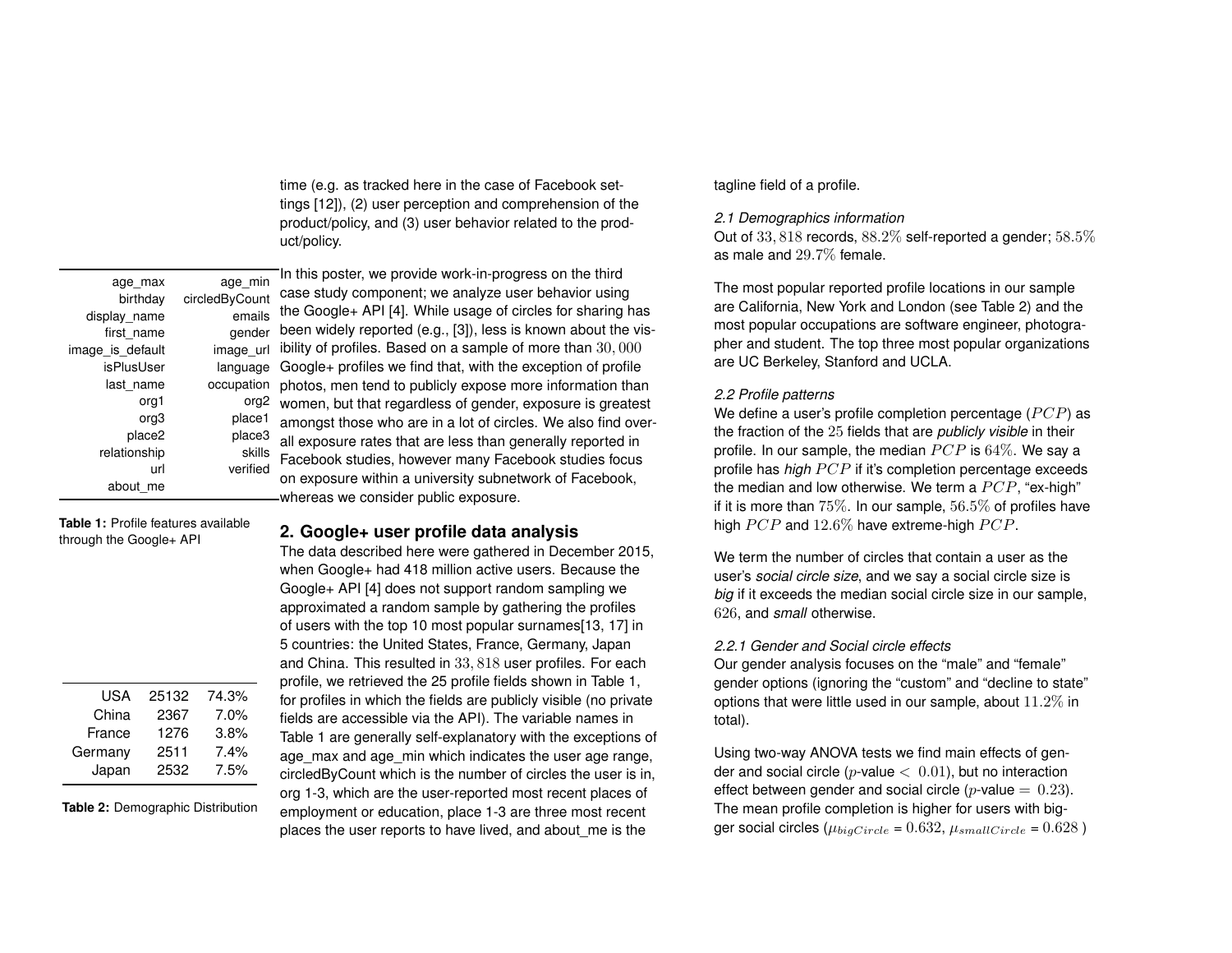time (e.g. as tracked here in the case of Facebook settings [12]), (2) user perception and comprehension of the product/policy, and (3) user behavior related to the product/policy.

In this poster, we provide work-in-progress on the third case study component; we analyze user behavior using the Google+ API [4]. While usage of circles for sharing has been widely reported (e.g., [3]), less is known about the visibility of profiles. Based on a sample of more than $30,000$ Google+ profiles we find that, with the exception of profile photos, men tend to publicly expose more information than women, but that regardless of gender, exposure is greatest amongst those who are in a lot of circles. We also find overall exposure rates that are less than generally reported in Facebook studies, however many Facebook studies focus on exposure within a university subnetwork of Facebook, whereas we consider public exposure.

| | |
|---|---|
| age_max | age_min |
| birthday | circledByCount |
| display_name | emails |
| first_name | gender |
| image_is_default | image_url |
| isPlusUser | language |
| last_name | occupation |
| org1 | org2 |
| org3 | place1 |
| place2 | place3 |
| relationship | skills |
| url | verified |
| about_me | |

**Table 1:** Profile features available through the Google+ API

| | | |
|---|---|---|
| USA | 25132 | 74.3% |
| China | 2367 | 7.0% |
| France | 1276 | 3.8% |
| Germany | 2511 | 7.4% |
| Japan | 2532 | 7.5% |

**Table 2:** Demographic Distribution

## 2. Google+ user profile data analysis

The data described here were gathered in December 2015, when Google+ had 418 million active users. Because the Google+ API [4] does not support random sampling we approximated a random sample by gathering the profiles of users with the top 10 most popular surnames[13, 17] in 5 countries: the United States, France, Germany, Japan and China. This resulted in $33,818$ user profiles. For each profile, we retrieved the 25 profile fields shown in Table 1, for profiles in which the fields are publicly visible (no private fields are accessible via the API). The variable names in Table 1 are generally self-explanatory with the exceptions of age_max and age_min which indicates the user age range, circledByCount which is the number of circles the user is in, org 1-3, which are the user-reported most recent places of employment or education, place 1-3 are three most recent places the user reports to have lived, and about_me is the tagline field of a profile.

### 2.1 Demographics information

Out of $33,818$ records, $88.2\%$ self-reported a gender; $58.5\%$ as male and $29.7\%$ female.

The most popular reported profile locations in our sample are California, New York and London (see Table 2) and the most popular occupations are software engineer, photographer and student. The top three most popular organizations are UC Berkeley, Stanford and UCLA.

### 2.2 Profile patterns

We define a user's profile completion percentage ($PCP$) as the fraction of the $25$ fields that are *publicly visible* in their profile. In our sample, the median $PCP$ is $64\%$. We say a profile has *high* $PCP$ if it's completion percentage exceeds the median and low otherwise. We term a $PCP$, "ex-high" if it is more than $75\%$. In our sample, $56.5\%$ of profiles have high $PCP$ and $12.6\%$ have extreme-high $PCP$.

We term the number of circles that contain a user as the user's *social circle size*, and we say a social circle size is *big* if it exceeds the median social circle size in our sample, $626$, and *small* otherwise.

#### 2.2.1 Gender and Social circle effects

Our gender analysis focuses on the "male" and "female" gender options (ignoring the "custom" and "decline to state" options that were little used in our sample, about $11.2\%$ in total).

Using two-way ANOVA tests we find main effects of gender and social circle ($p$-value $< 0.01$), but no interaction effect between gender and social circle ($p$-value $= 0.23$). The mean profile completion is higher for users with bigger social circles ($\mu_{bigCircle} = 0.632$, $\mu_{smallCircle} = 0.628$ )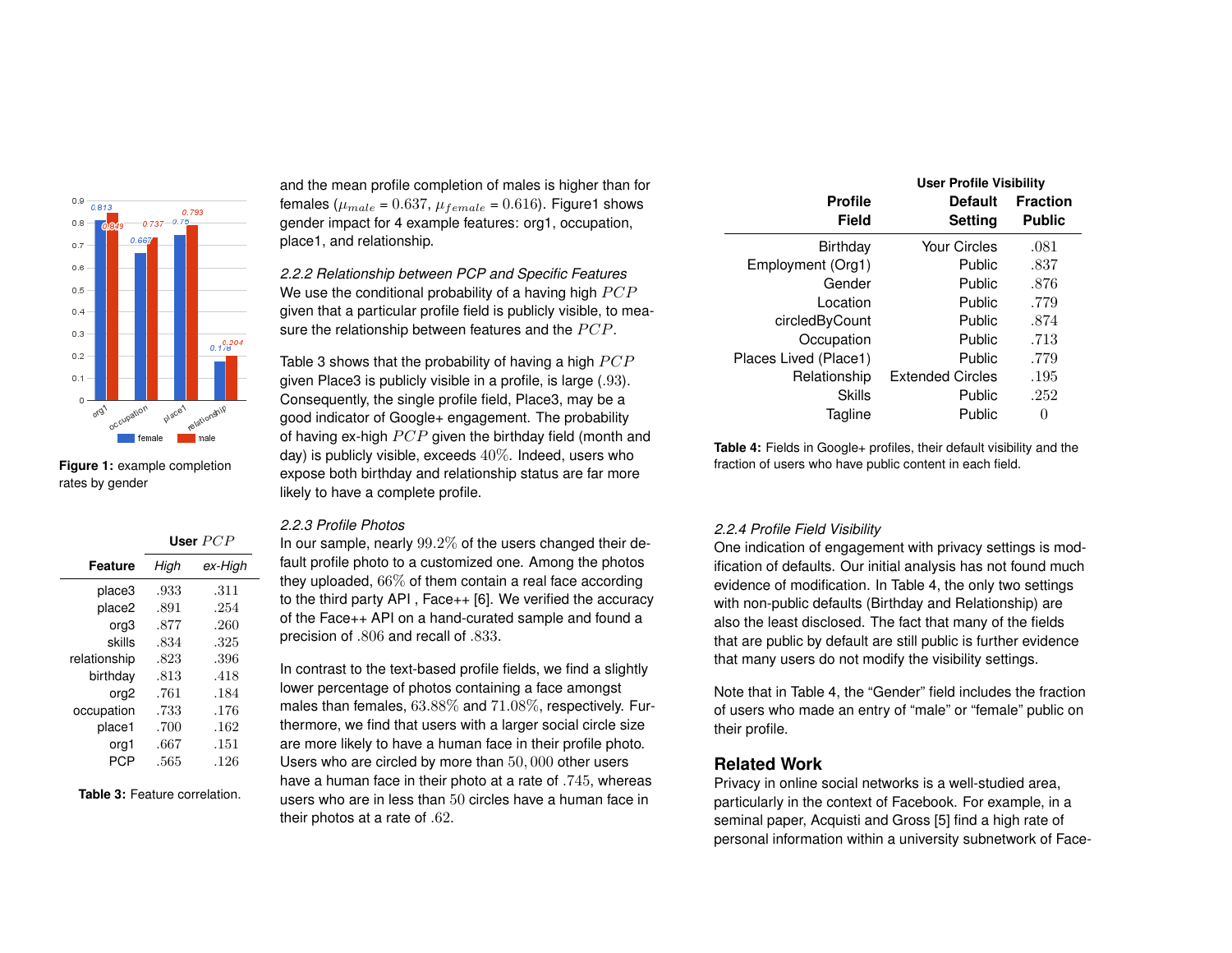Figure 1: example completion rates by gender

| Feature | User $PCP$ High | User $PCP$ ex-High |
|---|---|---|
| place3 | .933 | .311 |
| place2 | .891 | .254 |
| org3 | .877 | .260 |
| skills | .834 | .325 |
| relationship | .823 | .396 |
| birthday | .813 | .418 |
| org2 | .761 | .184 |
| occupation | .733 | .176 |
| place1 | .700 | .162 |
| org1 | .667 | .151 |
| PCP | .565 | .126 |

**Table 3:** Feature correlation.

and the mean profile completion of males is higher than for females ($\mu_{male} = 0.637$, $\mu_{female} = 0.616$). Figure1 shows gender impact for 4 example features: org1, occupation, place1, and relationship.

*2.2.2 Relationship between PCP and Specific Features*

We use the conditional probability of a having high $PCP$ given that a particular profile field is publicly visible, to measure the relationship between features and the $PCP$.

Table 3 shows that the probability of having a high $PCP$ given Place3 is publicly visible in a profile, is large (.93). Consequently, the single profile field, Place3, may be a good indicator of Google+ engagement. The probability of having ex-high $PCP$ given the birthday field (month and day) is publicly visible, exceeds $40\%$. Indeed, users who expose both birthday and relationship status are far more likely to have a complete profile.

*2.2.3 Profile Photos*

In our sample, nearly $99.2\%$ of the users changed their default profile photo to a customized one. Among the photos they uploaded, $66\%$ of them contain a real face according to the third party API , Face++ [6]. We verified the accuracy of the Face++ API on a hand-curated sample and found a precision of .806 and recall of .833.

In contrast to the text-based profile fields, we find a slightly lower percentage of photos containing a face amongst males than females, $63.88\%$ and $71.08\%$, respectively. Furthermore, we find that users with a larger social circle size are more likely to have a human face in their profile photo. Users who are circled by more than $50,000$ other users have a human face in their photo at a rate of .745, whereas users who are in less than 50 circles have a human face in their photos at a rate of .62.

| Profile Field | User Profile Visibility Default Setting | Fraction Public |
|---|---|---|
| Birthday | Your Circles | .081 |
| Employment (Org1) | Public | .837 |
| Gender | Public | .876 |
| Location | Public | .779 |
| circledByCount | Public | .874 |
| Occupation | Public | .713 |
| Places Lived (Place1) | Public | .779 |
| Relationship | Extended Circles | .195 |
| Skills | Public | .252 |
| Tagline | Public | 0 |

**Table 4:** Fields in Google+ profiles, their default visibility and the fraction of users who have public content in each field.

*2.2.4 Profile Field Visibility*

One indication of engagement with privacy settings is modification of defaults. Our initial analysis has not found much evidence of modification. In Table 4, the only two settings with non-public defaults (Birthday and Relationship) are also the least disclosed. The fact that many of the fields that are public by default are still public is further evidence that many users do not modify the visibility settings.

Note that in Table 4, the "Gender" field includes the fraction of users who made an entry of "male" or "female" public on their profile.

## Related Work

Privacy in online social networks is a well-studied area, particularly in the context of Facebook. For example, in a seminal paper, Acquisti and Gross [5] find a high rate of personal information within a university subnetwork of Face-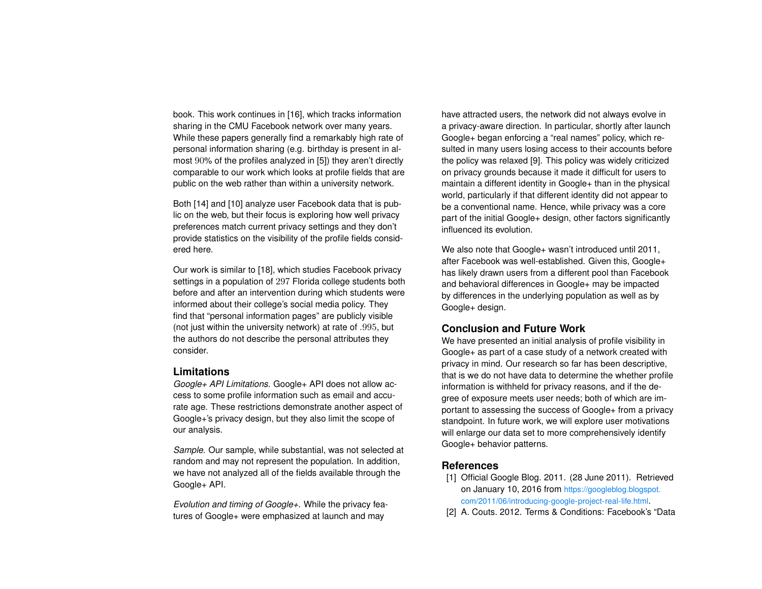book. This work continues in [16], which tracks information sharing in the CMU Facebook network over many years. While these papers generally find a remarkably high rate of personal information sharing (e.g. birthday is present in almost $90$% of the profiles analyzed in [5]) they aren't directly comparable to our work which looks at profile fields that are public on the web rather than within a university network.

Both [14] and [10] analyze user Facebook data that is public on the web, but their focus is exploring how well privacy preferences match current privacy settings and they don't provide statistics on the visibility of the profile fields considered here.

Our work is similar to [18], which studies Facebook privacy settings in a population of $297$ Florida college students both before and after an intervention during which students were informed about their college's social media policy. They find that "personal information pages" are publicly visible (not just within the university network) at rate of $.995$, but the authors do not describe the personal attributes they consider.

## Limitations

*Google+ API Limitations.* Google+ API does not allow access to some profile information such as email and accurate age. These restrictions demonstrate another aspect of Google+'s privacy design, but they also limit the scope of our analysis.

*Sample.* Our sample, while substantial, was not selected at random and may not represent the population. In addition, we have not analyzed all of the fields available through the Google+ API.

*Evolution and timing of Google+.* While the privacy features of Google+ were emphasized at launch and may have attracted users, the network did not always evolve in a privacy-aware direction. In particular, shortly after launch Google+ began enforcing a "real names" policy, which resulted in many users losing access to their accounts before the policy was relaxed [9]. This policy was widely criticized on privacy grounds because it made it difficult for users to maintain a different identity in Google+ than in the physical world, particularly if that different identity did not appear to be a conventional name. Hence, while privacy was a core part of the initial Google+ design, other factors significantly influenced its evolution.

We also note that Google+ wasn't introduced until 2011, after Facebook was well-established. Given this, Google+ has likely drawn users from a different pool than Facebook and behavioral differences in Google+ may be impacted by differences in the underlying population as well as by Google+ design.

## Conclusion and Future Work

We have presented an initial analysis of profile visibility in Google+ as part of a case study of a network created with privacy in mind. Our research so far has been descriptive, that is we do not have data to determine the whether profile information is withheld for privacy reasons, and if the degree of exposure meets user needs; both of which are important to assessing the success of Google+ from a privacy standpoint. In future work, we will explore user motivations will enlarge our data set to more comprehensively identify Google+ behavior patterns.

## References

[1] Official Google Blog. 2011. (28 June 2011). Retrieved on January 10, 2016 from https://googleblog.blogspot.com/2011/06/introducing-google-project-real-life.html.

[2] A. Couts. 2012. Terms & Conditions: Facebook's "Data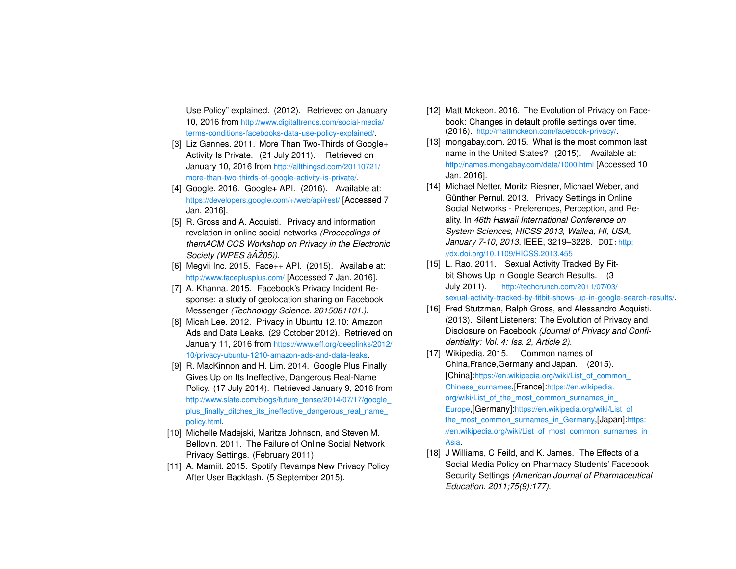Use Policy" explained. (2012). Retrieved on January 10, 2016 from http://www.digitaltrends.com/social-media/terms-conditions-facebooks-data-use-policy-explained/.

[3] Liz Gannes. 2011. More Than Two-Thirds of Google+ Activity Is Private. (21 July 2011). Retrieved on January 10, 2016 from http://allthingsd.com/20110721/more-than-two-thirds-of-google-activity-is-private/.

[4] Google. 2016. Google+ API. (2016). Available at: https://developers.google.com/+/web/api/rest/ [Accessed 7 Jan. 2016].

[5] R. Gross and A. Acquisti. Privacy and information revelation in online social networks *(Proceedings of themACM CCS Workshop on Privacy in the Electronic Society (WPES âĂŹ05))*.

[6] Megvii Inc. 2015. Face++ API. (2015). Available at: http://www.faceplusplus.com/ [Accessed 7 Jan. 2016].

[7] A. Khanna. 2015. Facebook's Privacy Incident Response: a study of geolocation sharing on Facebook Messenger *(Technology Science. 2015081101.)*.

[8] Micah Lee. 2012. Privacy in Ubuntu 12.10: Amazon Ads and Data Leaks. (29 October 2012). Retrieved on January 11, 2016 from https://www.eff.org/deeplinks/2012/10/privacy-ubuntu-1210-amazon-ads-and-data-leaks.

[9] R. MacKinnon and H. Lim. 2014. Google Plus Finally Gives Up on Its Ineffective, Dangerous Real-Name Policy. (17 July 2014). Retrieved January 9, 2016 from http://www.slate.com/blogs/future_tense/2014/07/17/google_plus_finally_ditches_its_ineffective_dangerous_real_name_policy.html.

[10] Michelle Madejski, Maritza Johnson, and Steven M. Bellovin. 2011. The Failure of Online Social Network Privacy Settings. (February 2011).

[11] A. Mamiit. 2015. Spotify Revamps New Privacy Policy After User Backlash. (5 September 2015).

[12] Matt Mckeon. 2016. The Evolution of Privacy on Facebook: Changes in default profile settings over time. (2016). http://mattmckeon.com/facebook-privacy/.

[13] mongabay.com. 2015. What is the most common last name in the United States? (2015). Available at: http://names.mongabay.com/data/1000.html [Accessed 10 Jan. 2016].

[14] Michael Netter, Moritz Riesner, Michael Weber, and Günther Pernul. 2013. Privacy Settings in Online Social Networks - Preferences, Perception, and Reality. In *46th Hawaii International Conference on System Sciences, HICSS 2013, Wailea, HI, USA, January 7-10, 2013*. IEEE, 3219–3228. DOI:http://dx.doi.org/10.1109/HICSS.2013.455

[15] L. Rao. 2011. Sexual Activity Tracked By Fitbit Shows Up In Google Search Results. (3 July 2011). http://techcrunch.com/2011/07/03/sexual-activity-tracked-by-fitbit-shows-up-in-google-search-results/.

[16] Fred Stutzman, Ralph Gross, and Alessandro Acquisti. (2013). Silent Listeners: The Evolution of Privacy and Disclosure on Facebook *(Journal of Privacy and Confidentiality: Vol. 4: Iss. 2, Article 2)*.

[17] Wikipedia. 2015. Common names of China,France,Germany and Japan. (2015). [China]:https://en.wikipedia.org/wiki/List_of_common_Chinese_surnames,[France]:https://en.wikipedia.org/wiki/List_of_the_most_common_surnames_in_Europe,[Germany]:https://en.wikipedia.org/wiki/List_of_the_most_common_surnames_in_Germany,[Japan]:https://en.wikipedia.org/wiki/List_of_most_common_surnames_in_Asia.

[18] J Williams, C Feild, and K. James. The Effects of a Social Media Policy on Pharmacy Students' Facebook Security Settings *(American Journal of Pharmaceutical Education. 2011;75(9):177)*.